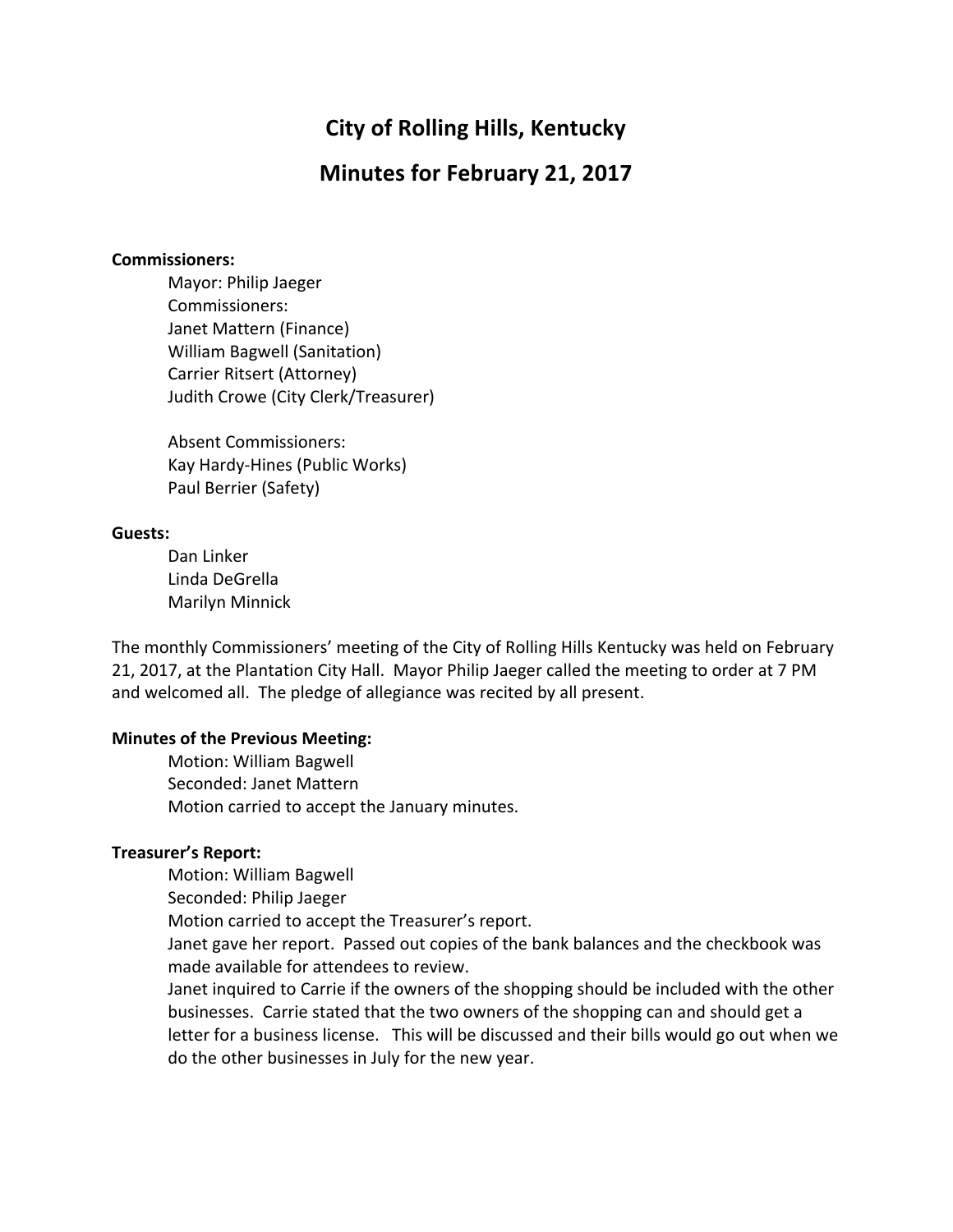# City of Rolling Hills, Kentucky

## Minutes for February 21, 2017

**Commissioners:**

Mayor: Philip Jaeger
Commissioners:
Janet Mattern (Finance)
William Bagwell (Sanitation)
Carrier Ritsert (Attorney)
Judith Crowe (City Clerk/Treasurer)

Absent Commissioners:
Kay Hardy-Hines (Public Works)
Paul Berrier (Safety)

**Guests:**

Dan Linker
Linda DeGrella
Marilyn Minnick

The monthly Commissioners' meeting of the City of Rolling Hills Kentucky was held on February 21, 2017, at the Plantation City Hall. Mayor Philip Jaeger called the meeting to order at 7 PM and welcomed all. The pledge of allegiance was recited by all present.

**Minutes of the Previous Meeting:**

Motion: William Bagwell
Seconded: Janet Mattern
Motion carried to accept the January minutes.

**Treasurer's Report:**

Motion: William Bagwell
Seconded: Philip Jaeger
Motion carried to accept the Treasurer's report.
Janet gave her report. Passed out copies of the bank balances and the checkbook was made available for attendees to review.
Janet inquired to Carrie if the owners of the shopping should be included with the other businesses. Carrie stated that the two owners of the shopping can and should get a letter for a business license. This will be discussed and their bills would go out when we do the other businesses in July for the new year.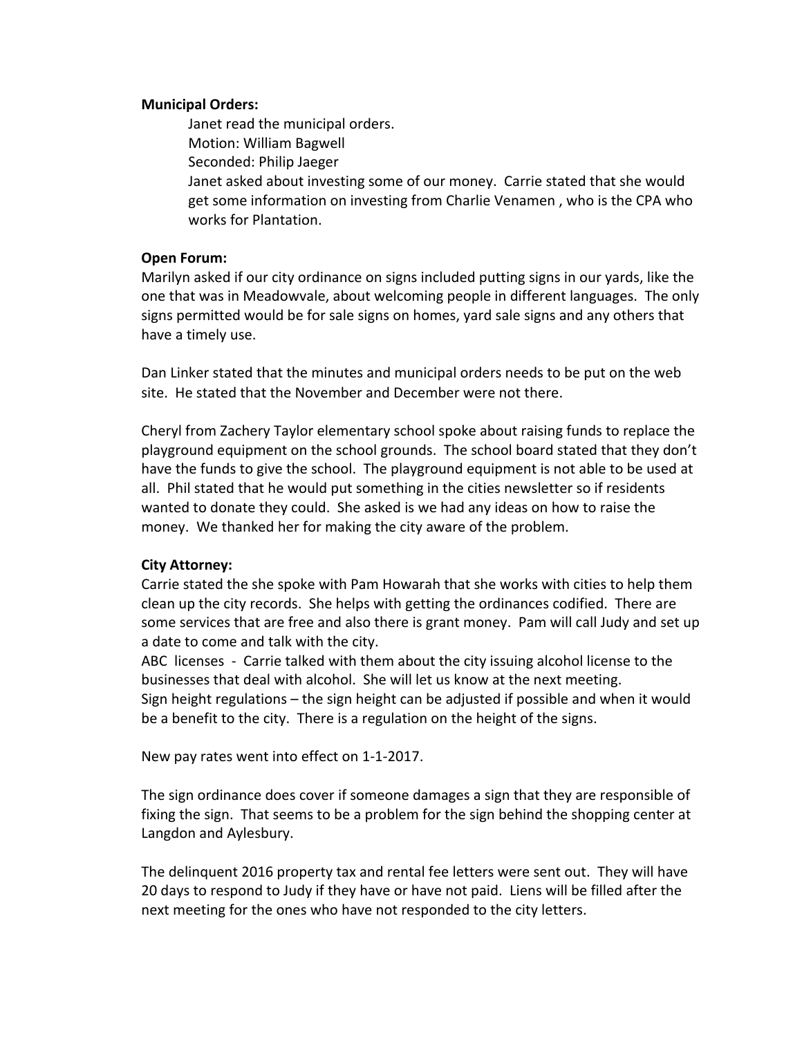**Municipal Orders:**

Janet read the municipal orders.
Motion: William Bagwell
Seconded: Philip Jaeger
Janet asked about investing some of our money. Carrie stated that she would get some information on investing from Charlie Venamen , who is the CPA who works for Plantation.

**Open Forum:**

Marilyn asked if our city ordinance on signs included putting signs in our yards, like the one that was in Meadowvale, about welcoming people in different languages. The only signs permitted would be for sale signs on homes, yard sale signs and any others that have a timely use.

Dan Linker stated that the minutes and municipal orders needs to be put on the web site. He stated that the November and December were not there.

Cheryl from Zachery Taylor elementary school spoke about raising funds to replace the playground equipment on the school grounds. The school board stated that they don't have the funds to give the school. The playground equipment is not able to be used at all. Phil stated that he would put something in the cities newsletter so if residents wanted to donate they could. She asked is we had any ideas on how to raise the money. We thanked her for making the city aware of the problem.

**City Attorney:**

Carrie stated the she spoke with Pam Howarah that she works with cities to help them clean up the city records. She helps with getting the ordinances codified. There are some services that are free and also there is grant money. Pam will call Judy and set up a date to come and talk with the city.
ABC licenses - Carrie talked with them about the city issuing alcohol license to the businesses that deal with alcohol. She will let us know at the next meeting.
Sign height regulations – the sign height can be adjusted if possible and when it would be a benefit to the city. There is a regulation on the height of the signs.

New pay rates went into effect on 1-1-2017.

The sign ordinance does cover if someone damages a sign that they are responsible of fixing the sign. That seems to be a problem for the sign behind the shopping center at Langdon and Aylesbury.

The delinquent 2016 property tax and rental fee letters were sent out. They will have 20 days to respond to Judy if they have or have not paid. Liens will be filled after the next meeting for the ones who have not responded to the city letters.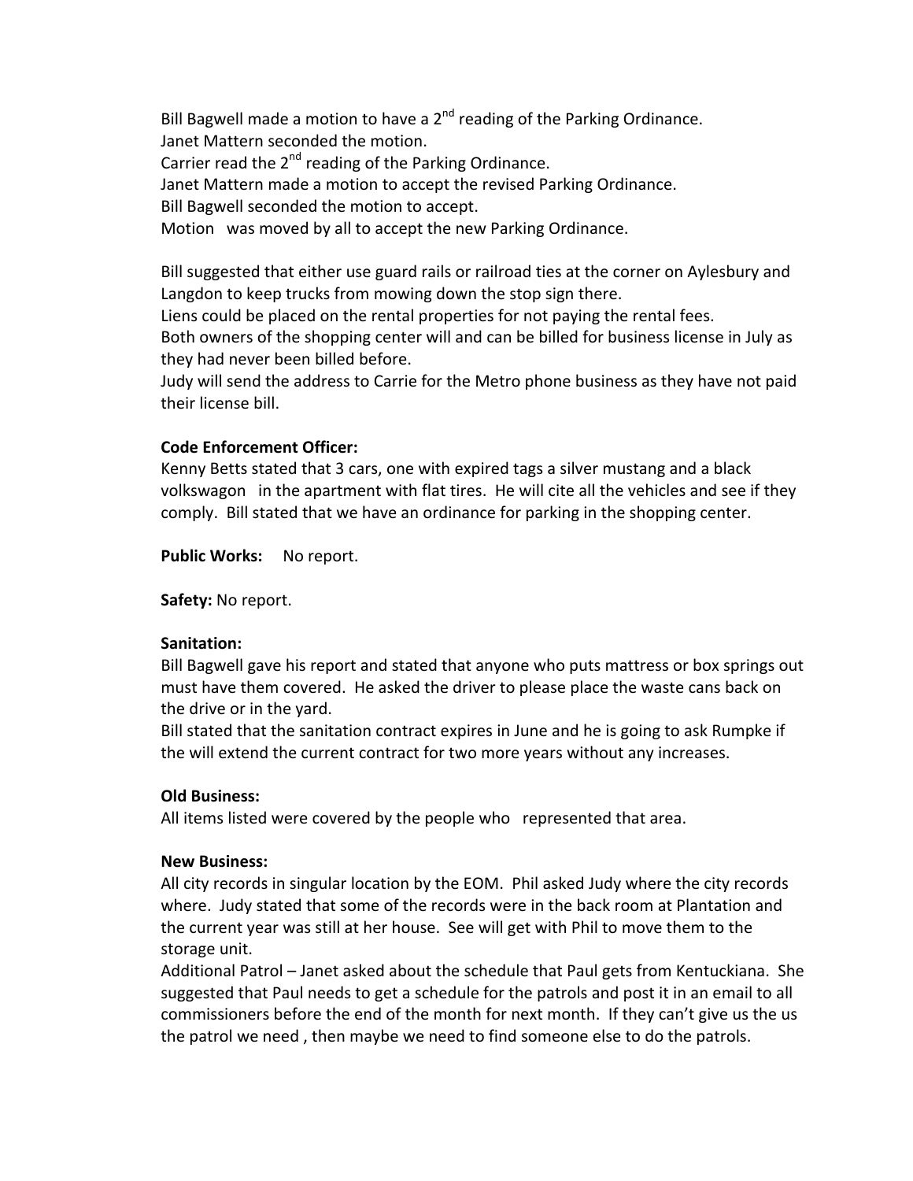Bill Bagwell made a motion to have a 2nd reading of the Parking Ordinance.
Janet Mattern seconded the motion.
Carrier read the 2nd reading of the Parking Ordinance.
Janet Mattern made a motion to accept the revised Parking Ordinance.
Bill Bagwell seconded the motion to accept.
Motion was moved by all to accept the new Parking Ordinance.

Bill suggested that either use guard rails or railroad ties at the corner on Aylesbury and Langdon to keep trucks from mowing down the stop sign there.
Liens could be placed on the rental properties for not paying the rental fees.
Both owners of the shopping center will and can be billed for business license in July as they had never been billed before.
Judy will send the address to Carrie for the Metro phone business as they have not paid their license bill.

**Code Enforcement Officer:**
Kenny Betts stated that 3 cars, one with expired tags a silver mustang and a black volkswagon in the apartment with flat tires. He will cite all the vehicles and see if they comply. Bill stated that we have an ordinance for parking in the shopping center.

**Public Works:** No report.

**Safety:** No report.

**Sanitation:**
Bill Bagwell gave his report and stated that anyone who puts mattress or box springs out must have them covered. He asked the driver to please place the waste cans back on the drive or in the yard.
Bill stated that the sanitation contract expires in June and he is going to ask Rumpke if the will extend the current contract for two more years without any increases.

**Old Business:**
All items listed were covered by the people who represented that area.

**New Business:**
All city records in singular location by the EOM. Phil asked Judy where the city records where. Judy stated that some of the records were in the back room at Plantation and the current year was still at her house. See will get with Phil to move them to the storage unit.
Additional Patrol – Janet asked about the schedule that Paul gets from Kentuckiana. She suggested that Paul needs to get a schedule for the patrols and post it in an email to all commissioners before the end of the month for next month. If they can't give us the us the patrol we need , then maybe we need to find someone else to do the patrols.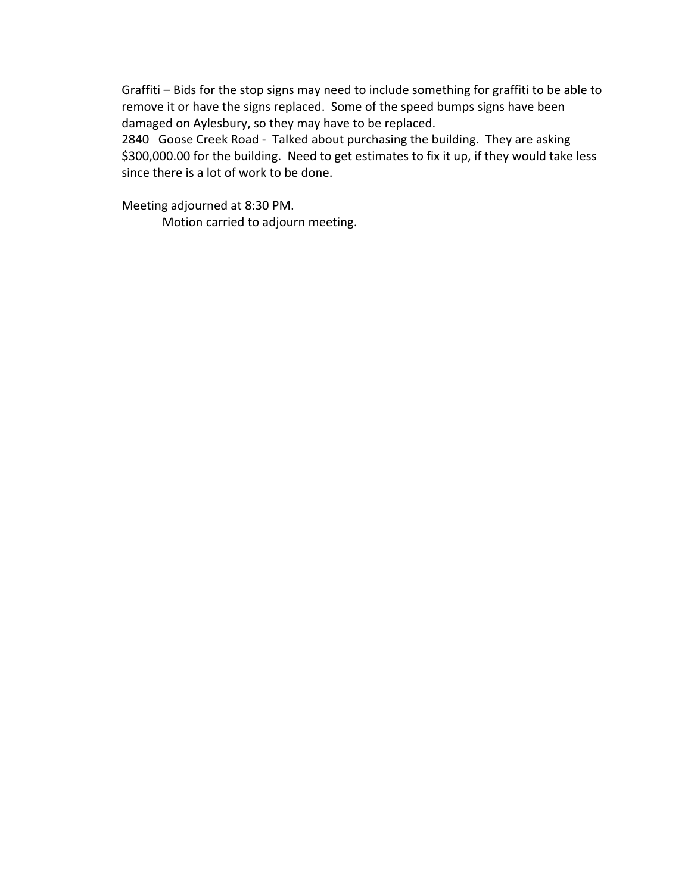Graffiti – Bids for the stop signs may need to include something for graffiti to be able to remove it or have the signs replaced. Some of the speed bumps signs have been damaged on Aylesbury, so they may have to be replaced.
2840 Goose Creek Road - Talked about purchasing the building. They are asking $300,000.00 for the building. Need to get estimates to fix it up, if they would take less since there is a lot of work to be done.

Meeting adjourned at 8:30 PM.
    Motion carried to adjourn meeting.